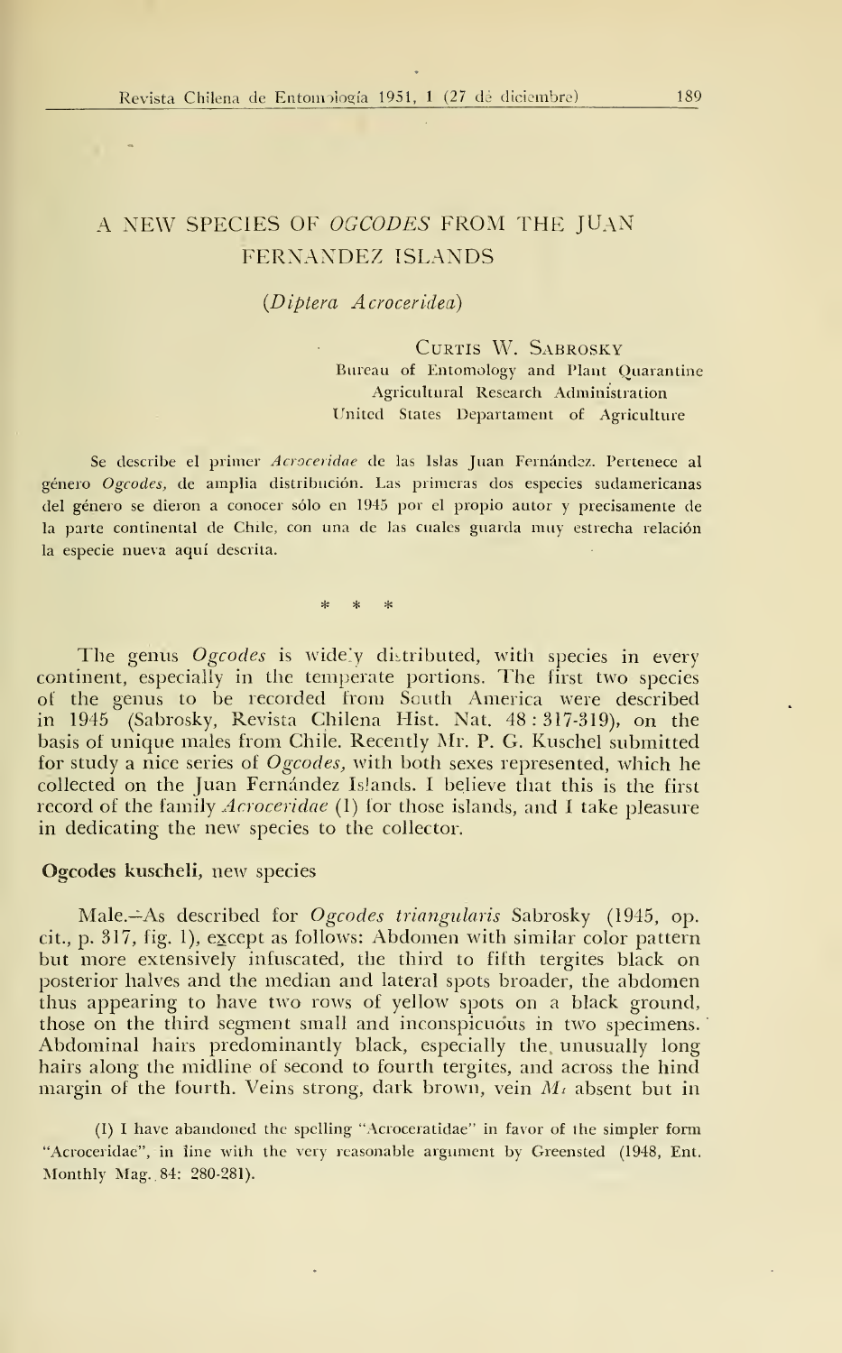# A NEW SPECIES OF *OGCODES* FROM THE JUAN FERNANDEZ ISLANDS

*(Diptera Acroceridea)*

CURTIS W. SABROSKY
Bureau of Entomology and Plant Quarantine
Agricultural Research Administration
United States Departament of Agriculture

Se describe el primer *Acroceridae* de las Islas Juan Fernández. Pertenece al género *Ogcodes*, de amplia distribución. Las primeras dos especies sudamericanas del género se dieron a conocer sólo en 1945 por el propio autor y precisamente de la parte continental de Chile, con una de las cuales guarda muy estrecha relación la especie nueva aquí descrita.

\* \* \*

The genus *Ogcodes* is widely distributed, with species in every continent, especially in the temperate portions. The first two species of the genus to be recorded from South America were described in 1945 (Sabrosky, Revista Chilena Hist. Nat. 48 : 317-319), on the basis of unique males from Chile. Recently Mr. P. G. Kuschel submitted for study a nice series of *Ogcodes*, with both sexes represented, which he collected on the Juan Fernández Islands. I believe that this is the first record of the family *Acroceridae* (1) for those islands, and I take pleasure in dedicating the new species to the collector.

**Ogcodes kuscheli**, new species

Male.—As described for *Ogcodes triangularis* Sabrosky (1945, op. cit., p. 317, fig. 1), except as follows: Abdomen with similar color pattern but more extensively infuscated, the third to fifth tergites black on posterior halves and the median and lateral spots broader, the abdomen thus appearing to have two rows of yellow spots on a black ground, those on the third segment small and inconspicuous in two specimens. Abdominal hairs predominantly black, especially the unusually long hairs along the midline of second to fourth tergites, and across the hind margin of the fourth. Veins strong, dark brown, vein $M_1$ absent but in

(1) I have abandoned the spelling "Acroceratidae" in favor of the simpler form "Acroceridae", in line with the very reasonable argument by Greensted (1948, Ent. Monthly Mag. 84: 280-281).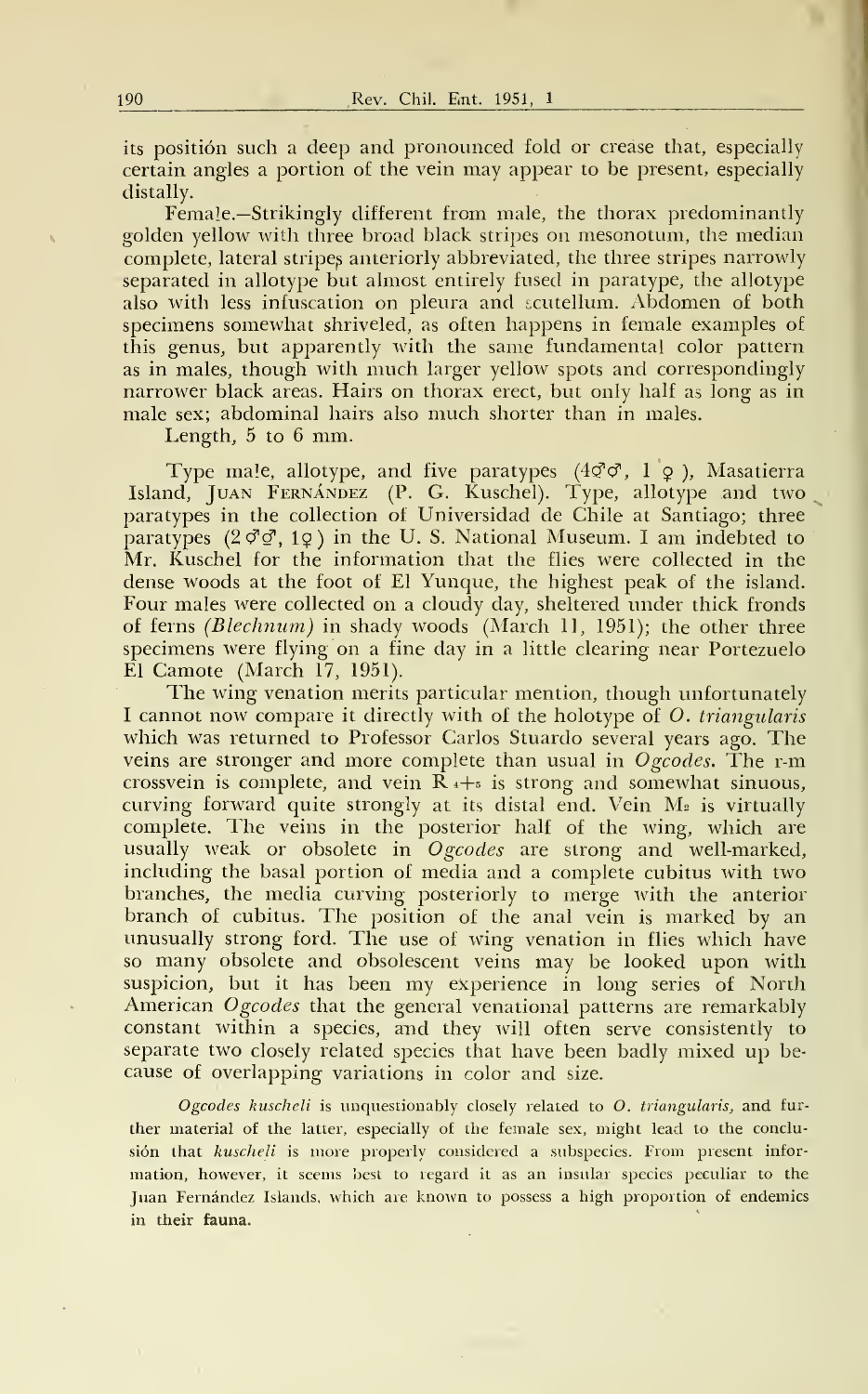its posición such a deep and pronounced fold or crease that, especially certain angles a portion of the vein may appear to be present, especially distally.

Female.—Strikingly different from male, the thorax predominantly golden yellow with three broad black stripes on mesonotum, the median complete, lateral stripes anteriorly abbreviated, the three stripes narrowly separated in allotype but almost entirely fused in paratype, the allotype also with less infuscation on pleura and scutellum. Abdomen of both specimens somewhat shriveled, as often happens in female examples of this genus, but apparently with the same fundamental color pattern as in males, though with much larger yellow spots and correspondingly narrower black areas. Hairs on thorax erect, but only half as long as in male sex; abdominal hairs also much shorter than in males.

Length, 5 to 6 mm.

Type male, allotype, and five paratypes (4♂♂, 1 ♀), Masatierra Island, JUAN FERNÁNDEZ (P. G. Kuschel). Type, allotype and two paratypes in the collection of Universidad de Chile at Santiago; three paratypes (2♂♂, 1♀) in the U. S. National Museum. I am indebted to Mr. Kuschel for the information that the flies were collected in the dense woods at the foot of El Yunque, the highest peak of the island. Four males were collected on a cloudy day, sheltered under thick fronds of ferns (*Blechnum*) in shady woods (March 11, 1951); the other three specimens were flying on a fine day in a little clearing near Portezuelo El Camote (March 17, 1951).

The wing venation merits particular mention, though unfortunately I cannot now compare it directly with of the holotype of *O. triangularis* which was returned to Professor Carlos Stuardo several years ago. The veins are stronger and more complete than usual in *Ogcodes*. The r-m crossvein is complete, and vein $R_{4+5}$ is strong and somewhat sinuous, curving forward quite strongly at its distal end. Vein $M_2$ is virtually complete. The veins in the posterior half of the wing, which are usually weak or obsolete in *Ogcodes* are strong and well-marked, including the basal portion of media and a complete cubitus with two branches, the media curving posteriorly to merge with the anterior branch of cubitus. The position of the anal vein is marked by an unusually strong ford. The use of wing venation in flies which have so many obsolete and obsolescent veins may be looked upon with suspicion, but it has been my experience in long series of North American *Ogcodes* that the general venational patterns are remarkably constant within a species, and they will often serve consistently to separate two closely related species that have been badly mixed up because of overlapping variations in color and size.

*Ogcodes kuscheli* is unquestionably closely related to *O. triangularis*, and further material of the latter, especially of the female sex, might lead to the conclusión that *kuscheli* is more properly considered a subspecies. From present information, however, it seems best to regard it as an insular species peculiar to the Juan Fernández Islands, which are known to possess a high proportion of endemics in their fauna.